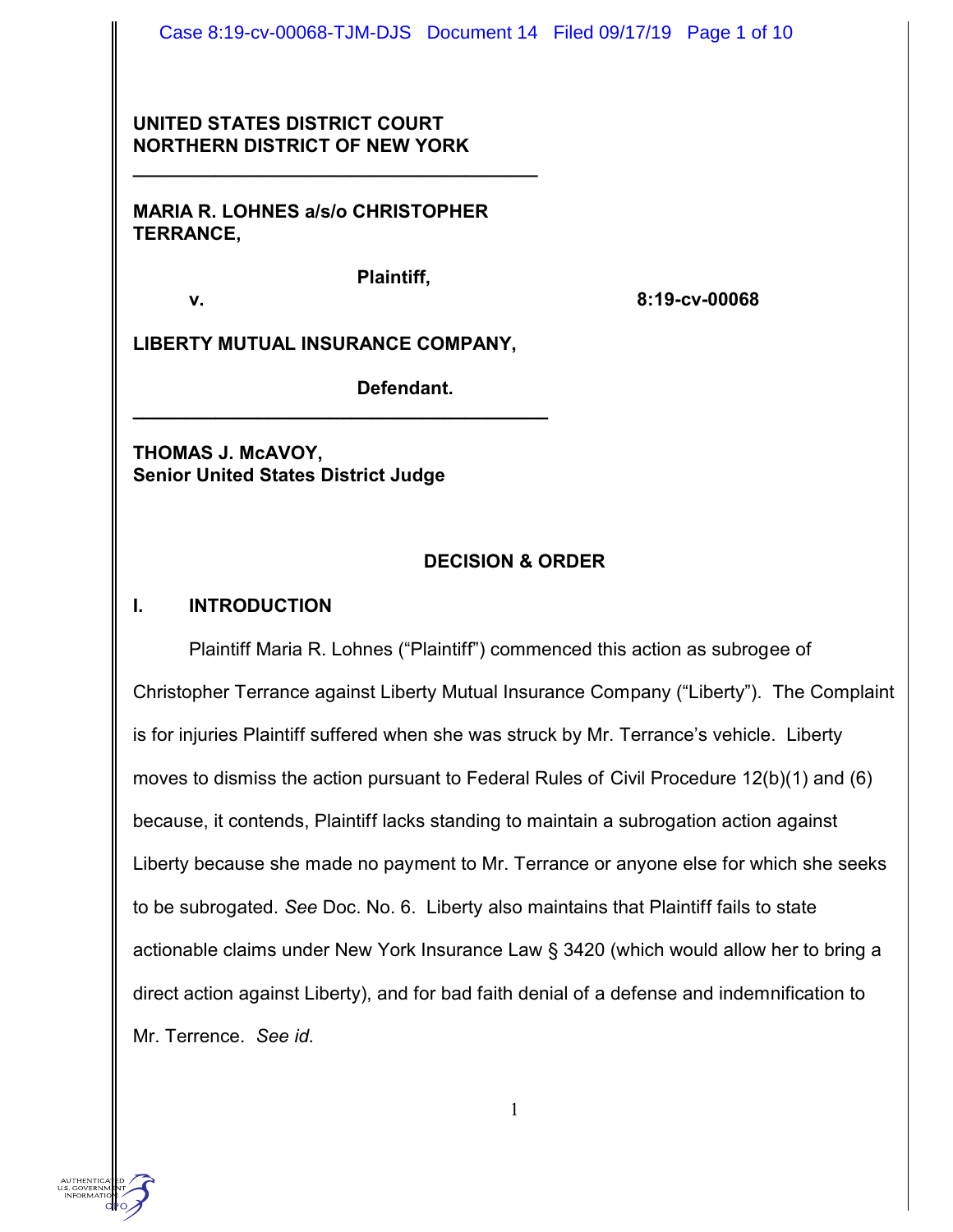**UNITED STATES DISTRICT COURT**
**NORTHERN DISTRICT OF NEW YORK**

---

**MARIA R. LOHNES a/s/o CHRISTOPHER TERRANCE,**

**Plaintiff,**

**v.** **8:19-cv-00068**

**LIBERTY MUTUAL INSURANCE COMPANY,**

**Defendant.**

---

**THOMAS J. McAVOY,**
**Senior United States District Judge**

## DECISION & ORDER

### I. INTRODUCTION

Plaintiff Maria R. Lohnes ("Plaintiff") commenced this action as subrogee of Christopher Terrance against Liberty Mutual Insurance Company ("Liberty"). The Complaint is for injuries Plaintiff suffered when she was struck by Mr. Terrance's vehicle. Liberty moves to dismiss the action pursuant to Federal Rules of Civil Procedure 12(b)(1) and (6) because, it contends, Plaintiff lacks standing to maintain a subrogation action against Liberty because she made no payment to Mr. Terrance or anyone else for which she seeks to be subrogated. *See* Doc. No. 6. Liberty also maintains that Plaintiff fails to state actionable claims under New York Insurance Law § 3420 (which would allow her to bring a direct action against Liberty), and for bad faith denial of a defense and indemnification to Mr. Terrence. *See id.*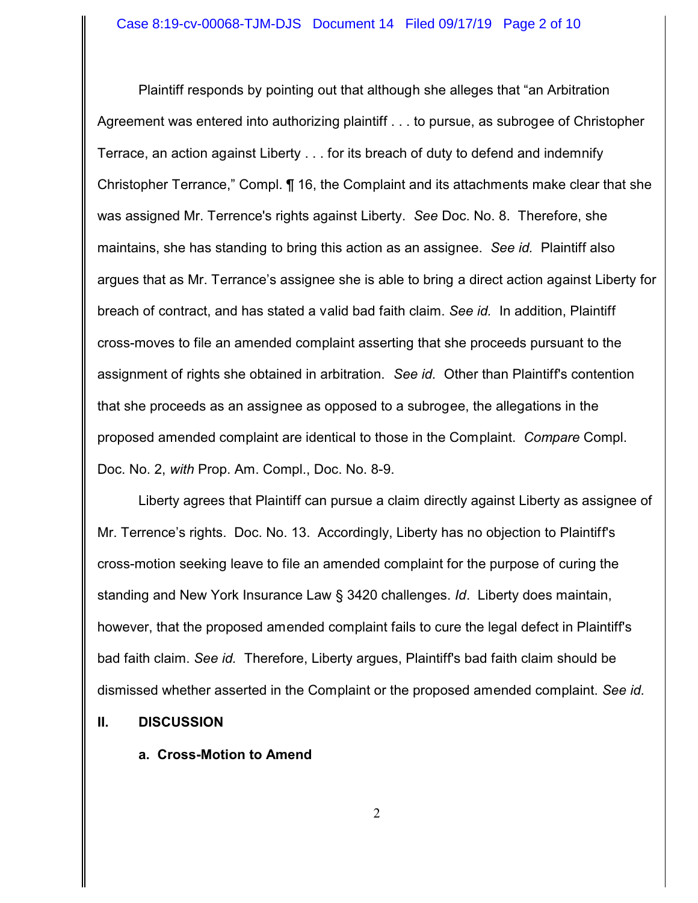Plaintiff responds by pointing out that although she alleges that "an Arbitration Agreement was entered into authorizing plaintiff . . . to pursue, as subrogee of Christopher Terrace, an action against Liberty . . . for its breach of duty to defend and indemnify Christopher Terrance," Compl. ¶ 16, the Complaint and its attachments make clear that she was assigned Mr. Terrence's rights against Liberty. *See* Doc. No. 8. Therefore, she maintains, she has standing to bring this action as an assignee. *See id.* Plaintiff also argues that as Mr. Terrance's assignee she is able to bring a direct action against Liberty for breach of contract, and has stated a valid bad faith claim. *See id.* In addition, Plaintiff cross-moves to file an amended complaint asserting that she proceeds pursuant to the assignment of rights she obtained in arbitration. *See id.* Other than Plaintiff's contention that she proceeds as an assignee as opposed to a subrogee, the allegations in the proposed amended complaint are identical to those in the Complaint. *Compare* Compl. Doc. No. 2, *with* Prop. Am. Compl., Doc. No. 8-9.

Liberty agrees that Plaintiff can pursue a claim directly against Liberty as assignee of Mr. Terrence's rights. Doc. No. 13. Accordingly, Liberty has no objection to Plaintiff's cross-motion seeking leave to file an amended complaint for the purpose of curing the standing and New York Insurance Law § 3420 challenges. *Id*. Liberty does maintain, however, that the proposed amended complaint fails to cure the legal defect in Plaintiff's bad faith claim. *See id.* Therefore, Liberty argues, Plaintiff's bad faith claim should be dismissed whether asserted in the Complaint or the proposed amended complaint. *See id.*

## II. DISCUSSION

### a. Cross-Motion to Amend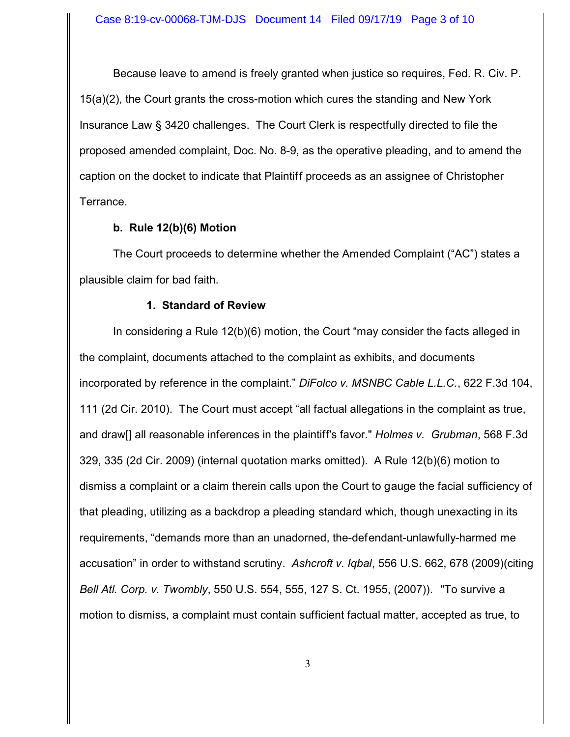Because leave to amend is freely granted when justice so requires, Fed. R. Civ. P. 15(a)(2), the Court grants the cross-motion which cures the standing and New York Insurance Law § 3420 challenges. The Court Clerk is respectfully directed to file the proposed amended complaint, Doc. No. 8-9, as the operative pleading, and to amend the caption on the docket to indicate that Plaintiff proceeds as an assignee of Christopher Terrance.

**b. Rule 12(b)(6) Motion**

The Court proceeds to determine whether the Amended Complaint ("AC") states a plausible claim for bad faith.

**1. Standard of Review**

In considering a Rule 12(b)(6) motion, the Court "may consider the facts alleged in the complaint, documents attached to the complaint as exhibits, and documents incorporated by reference in the complaint." *DiFolco v. MSNBC Cable L.L.C.*, 622 F.3d 104, 111 (2d Cir. 2010). The Court must accept "all factual allegations in the complaint as true, and draw[] all reasonable inferences in the plaintiff's favor." *Holmes v. Grubman*, 568 F.3d 329, 335 (2d Cir. 2009) (internal quotation marks omitted). A Rule 12(b)(6) motion to dismiss a complaint or a claim therein calls upon the Court to gauge the facial sufficiency of that pleading, utilizing as a backdrop a pleading standard which, though unexacting in its requirements, "demands more than an unadorned, the-defendant-unlawfully-harmed me accusation" in order to withstand scrutiny. *Ashcroft v. Iqbal*, 556 U.S. 662, 678 (2009)(citing *Bell Atl. Corp. v. Twombly*, 550 U.S. 554, 555, 127 S. Ct. 1955, (2007)). "To survive a motion to dismiss, a complaint must contain sufficient factual matter, accepted as true, to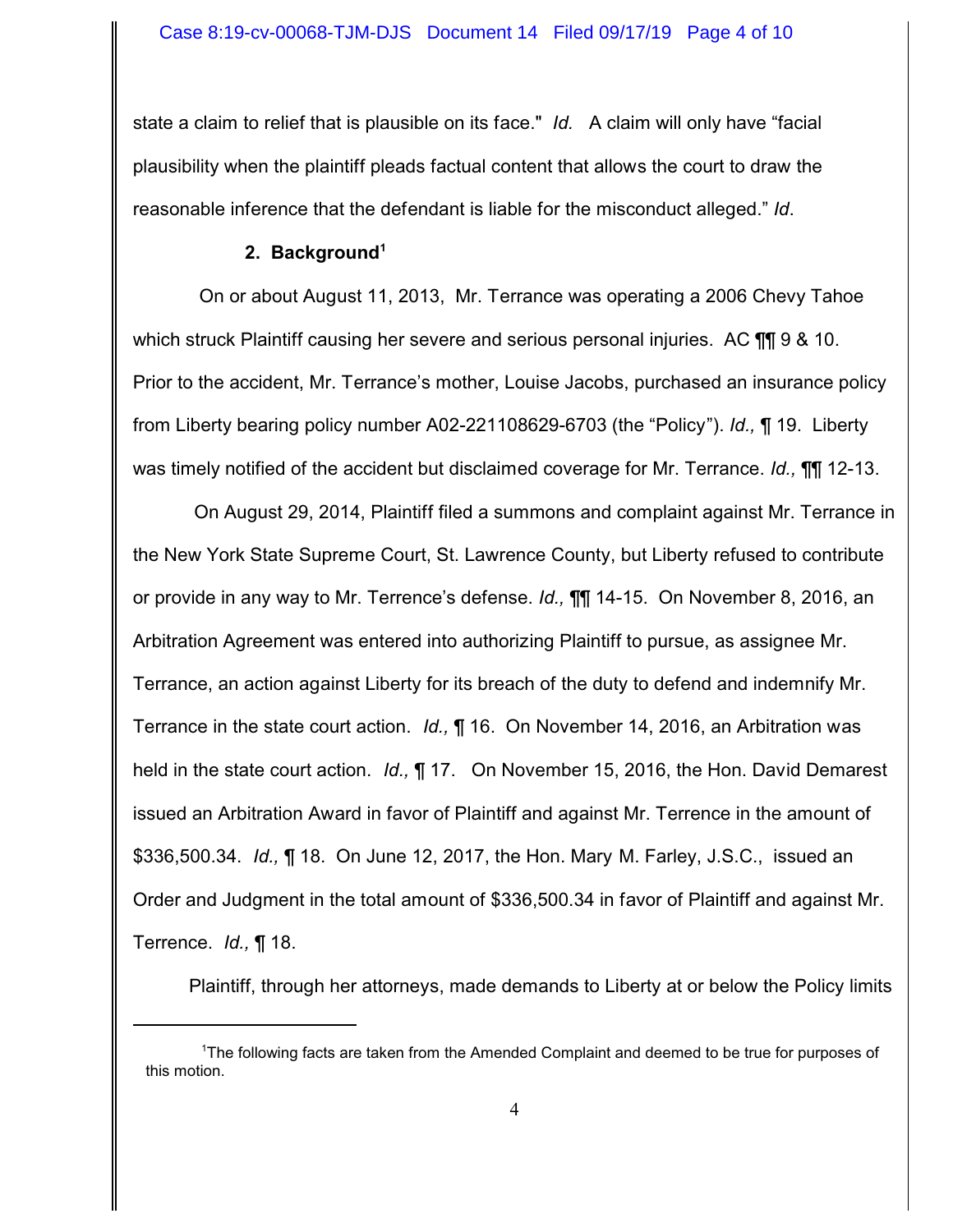state a claim to relief that is plausible on its face." *Id.* A claim will only have "facial plausibility when the plaintiff pleads factual content that allows the court to draw the reasonable inference that the defendant is liable for the misconduct alleged." *Id*.

**2. Background**[1]

On or about August 11, 2013, Mr. Terrance was operating a 2006 Chevy Tahoe which struck Plaintiff causing her severe and serious personal injuries. AC ¶¶ 9 & 10. Prior to the accident, Mr. Terrance's mother, Louise Jacobs, purchased an insurance policy from Liberty bearing policy number A02-221108629-6703 (the "Policy"). *Id.,* ¶ 19. Liberty was timely notified of the accident but disclaimed coverage for Mr. Terrance. *Id.,* ¶¶ 12-13.

On August 29, 2014, Plaintiff filed a summons and complaint against Mr. Terrance in the New York State Supreme Court, St. Lawrence County, but Liberty refused to contribute or provide in any way to Mr. Terrence's defense. *Id.,* ¶¶ 14-15. On November 8, 2016, an Arbitration Agreement was entered into authorizing Plaintiff to pursue, as assignee Mr. Terrance, an action against Liberty for its breach of the duty to defend and indemnify Mr. Terrance in the state court action. *Id.,* ¶ 16. On November 14, 2016, an Arbitration was held in the state court action. *Id.,* ¶ 17. On November 15, 2016, the Hon. David Demarest issued an Arbitration Award in favor of Plaintiff and against Mr. Terrence in the amount of $336,500.34. *Id.,* ¶ 18. On June 12, 2017, the Hon. Mary M. Farley, J.S.C., issued an Order and Judgment in the total amount of $336,500.34 in favor of Plaintiff and against Mr. Terrence. *Id.,* ¶ 18.

Plaintiff, through her attorneys, made demands to Liberty at or below the Policy limits

[1] The following facts are taken from the Amended Complaint and deemed to be true for purposes of this motion.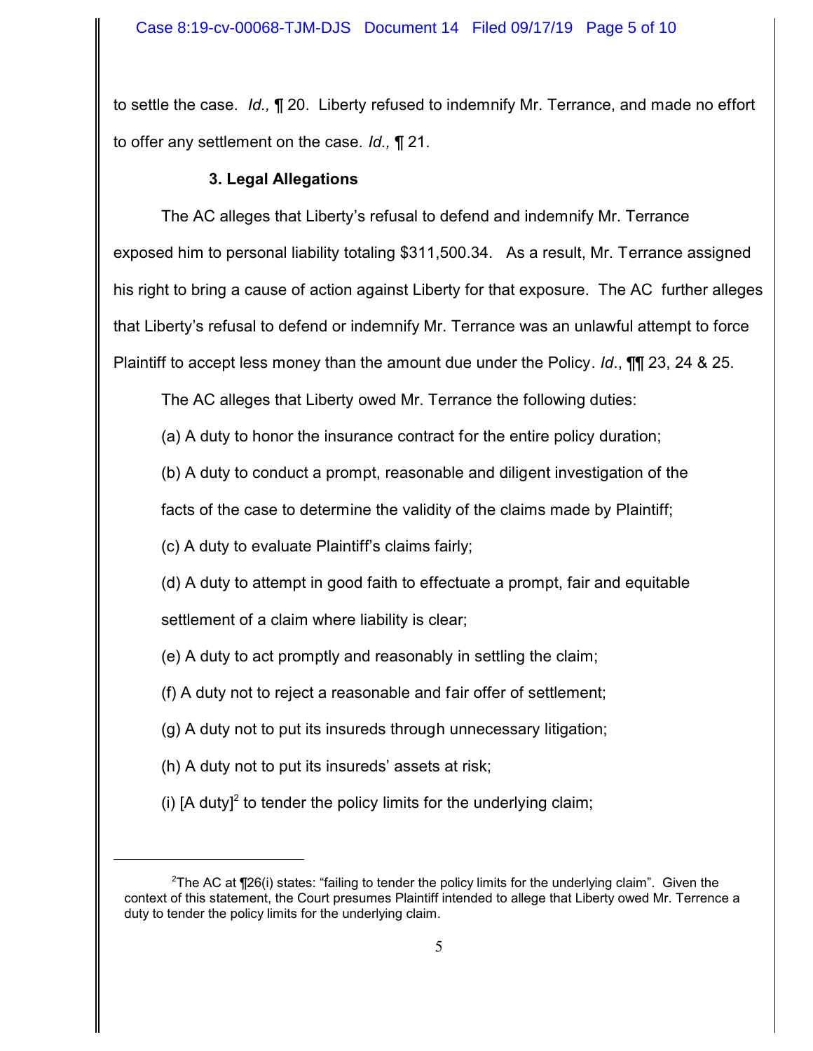to settle the case. *Id.,* ¶ 20. Liberty refused to indemnify Mr. Terrance, and made no effort to offer any settlement on the case. *Id.,* ¶ 21.

### 3. Legal Allegations

The AC alleges that Liberty's refusal to defend and indemnify Mr. Terrance exposed him to personal liability totaling $311,500.34. As a result, Mr. Terrance assigned his right to bring a cause of action against Liberty for that exposure. The AC further alleges that Liberty's refusal to defend or indemnify Mr. Terrance was an unlawful attempt to force Plaintiff to accept less money than the amount due under the Policy. *Id.*, ¶¶ 23, 24 & 25.

The AC alleges that Liberty owed Mr. Terrance the following duties:

(a) A duty to honor the insurance contract for the entire policy duration;

(b) A duty to conduct a prompt, reasonable and diligent investigation of the facts of the case to determine the validity of the claims made by Plaintiff;

(c) A duty to evaluate Plaintiff's claims fairly;

(d) A duty to attempt in good faith to effectuate a prompt, fair and equitable settlement of a claim where liability is clear;

(e) A duty to act promptly and reasonably in settling the claim;

(f) A duty not to reject a reasonable and fair offer of settlement;

(g) A duty not to put its insureds through unnecessary litigation;

(h) A duty not to put its insureds' assets at risk;

(i) [A duty][2] to tender the policy limits for the underlying claim;

---

[2] The AC at ¶26(i) states: "failing to tender the policy limits for the underlying claim". Given the context of this statement, the Court presumes Plaintiff intended to allege that Liberty owed Mr. Terrence a duty to tender the policy limits for the underlying claim.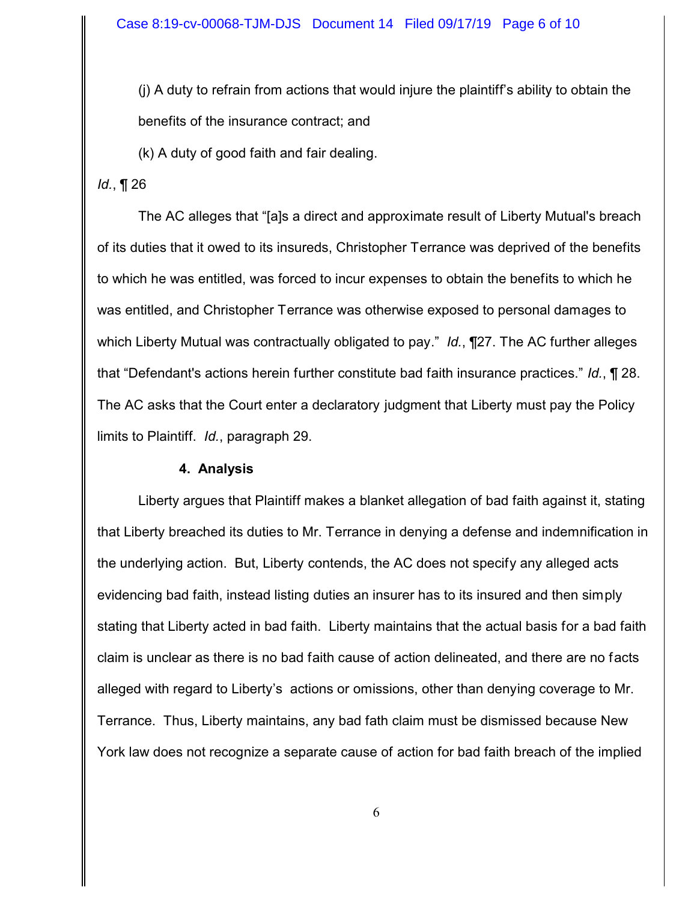(j) A duty to refrain from actions that would injure the plaintiff's ability to obtain the benefits of the insurance contract; and

(k) A duty of good faith and fair dealing.

*Id.*, ¶ 26

The AC alleges that "[a]s a direct and approximate result of Liberty Mutual's breach of its duties that it owed to its insureds, Christopher Terrance was deprived of the benefits to which he was entitled, was forced to incur expenses to obtain the benefits to which he was entitled, and Christopher Terrance was otherwise exposed to personal damages to which Liberty Mutual was contractually obligated to pay." *Id.*, ¶27. The AC further alleges that "Defendant's actions herein further constitute bad faith insurance practices." *Id.*, ¶ 28. The AC asks that the Court enter a declaratory judgment that Liberty must pay the Policy limits to Plaintiff. *Id.*, paragraph 29.

**4. Analysis**

Liberty argues that Plaintiff makes a blanket allegation of bad faith against it, stating that Liberty breached its duties to Mr. Terrance in denying a defense and indemnification in the underlying action. But, Liberty contends, the AC does not specify any alleged acts evidencing bad faith, instead listing duties an insurer has to its insured and then simply stating that Liberty acted in bad faith. Liberty maintains that the actual basis for a bad faith claim is unclear as there is no bad faith cause of action delineated, and there are no facts alleged with regard to Liberty's actions or omissions, other than denying coverage to Mr. Terrance. Thus, Liberty maintains, any bad fath claim must be dismissed because New York law does not recognize a separate cause of action for bad faith breach of the implied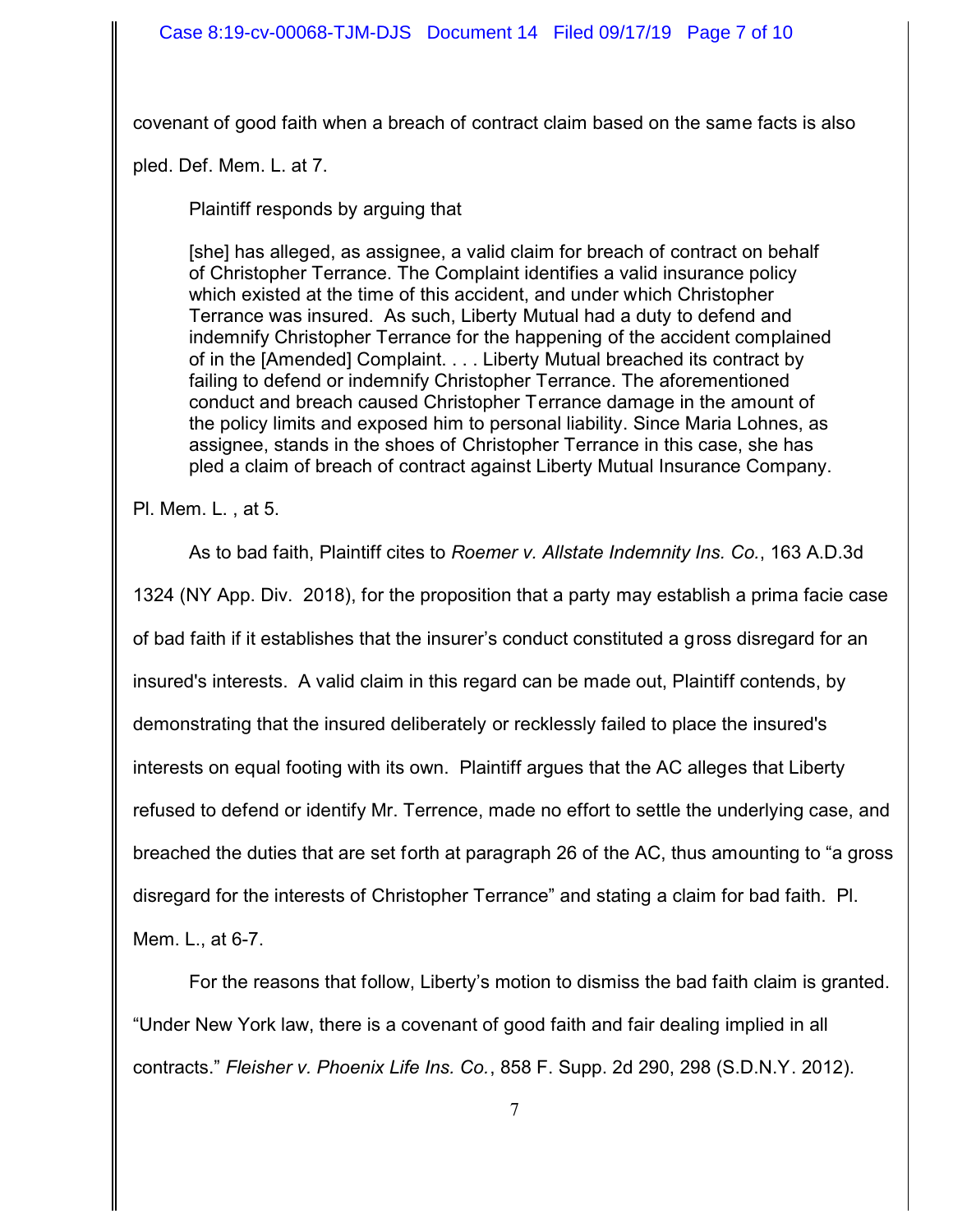covenant of good faith when a breach of contract claim based on the same facts is also pled. Def. Mem. L. at 7.

Plaintiff responds by arguing that

> [she] has alleged, as assignee, a valid claim for breach of contract on behalf of Christopher Terrance. The Complaint identifies a valid insurance policy which existed at the time of this accident, and under which Christopher Terrance was insured. As such, Liberty Mutual had a duty to defend and indemnify Christopher Terrance for the happening of the accident complained of in the [Amended] Complaint. . . . Liberty Mutual breached its contract by failing to defend or indemnify Christopher Terrance. The aforementioned conduct and breach caused Christopher Terrance damage in the amount of the policy limits and exposed him to personal liability. Since Maria Lohnes, as assignee, stands in the shoes of Christopher Terrance in this case, she has pled a claim of breach of contract against Liberty Mutual Insurance Company.

Pl. Mem. L. , at 5.

As to bad faith, Plaintiff cites to *Roemer v. Allstate Indemnity Ins. Co.*, 163 A.D.3d 1324 (NY App. Div. 2018), for the proposition that a party may establish a prima facie case of bad faith if it establishes that the insurer's conduct constituted a gross disregard for an insured's interests. A valid claim in this regard can be made out, Plaintiff contends, by demonstrating that the insured deliberately or recklessly failed to place the insured's interests on equal footing with its own. Plaintiff argues that the AC alleges that Liberty refused to defend or identify Mr. Terrence, made no effort to settle the underlying case, and breached the duties that are set forth at paragraph 26 of the AC, thus amounting to "a gross disregard for the interests of Christopher Terrance" and stating a claim for bad faith. Pl. Mem. L., at 6-7.

For the reasons that follow, Liberty's motion to dismiss the bad faith claim is granted. "Under New York law, there is a covenant of good faith and fair dealing implied in all contracts." *Fleisher v. Phoenix Life Ins. Co.*, 858 F. Supp. 2d 290, 298 (S.D.N.Y. 2012).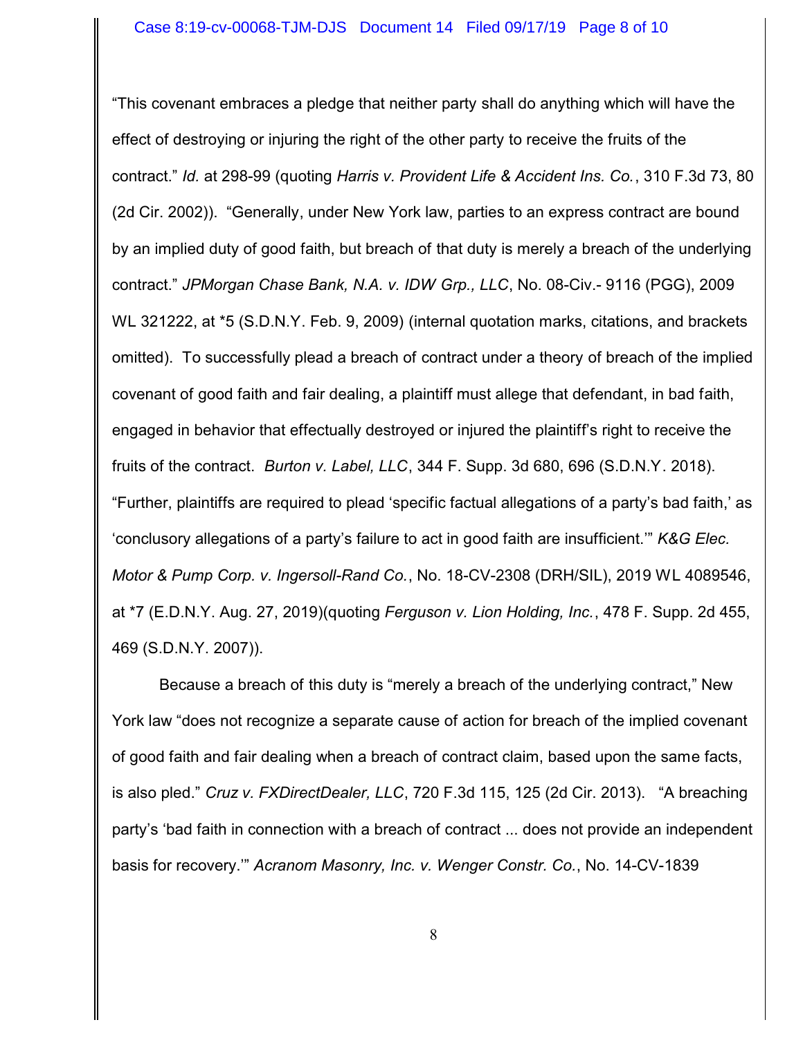"This covenant embraces a pledge that neither party shall do anything which will have the effect of destroying or injuring the right of the other party to receive the fruits of the contract." *Id.* at 298-99 (quoting *Harris v. Provident Life & Accident Ins. Co.*, 310 F.3d 73, 80 (2d Cir. 2002)). "Generally, under New York law, parties to an express contract are bound by an implied duty of good faith, but breach of that duty is merely a breach of the underlying contract." *JPMorgan Chase Bank, N.A. v. IDW Grp., LLC*, No. 08-Civ.- 9116 (PGG), 2009 WL 321222, at *5 (S.D.N.Y. Feb. 9, 2009) (internal quotation marks, citations, and brackets omitted). To successfully plead a breach of contract under a theory of breach of the implied covenant of good faith and fair dealing, a plaintiff must allege that defendant, in bad faith, engaged in behavior that effectually destroyed or injured the plaintiff's right to receive the fruits of the contract. *Burton v. Label, LLC*, 344 F. Supp. 3d 680, 696 (S.D.N.Y. 2018). "Further, plaintiffs are required to plead 'specific factual allegations of a party's bad faith,' as 'conclusory allegations of a party's failure to act in good faith are insufficient.'" *K&G Elec. Motor & Pump Corp. v. Ingersoll-Rand Co.*, No. 18-CV-2308 (DRH/SIL), 2019 WL 4089546, at *7 (E.D.N.Y. Aug. 27, 2019)(quoting *Ferguson v. Lion Holding, Inc.*, 478 F. Supp. 2d 455, 469 (S.D.N.Y. 2007)).

Because a breach of this duty is "merely a breach of the underlying contract," New York law "does not recognize a separate cause of action for breach of the implied covenant of good faith and fair dealing when a breach of contract claim, based upon the same facts, is also pled." *Cruz v. FXDirectDealer, LLC*, 720 F.3d 115, 125 (2d Cir. 2013). "A breaching party's 'bad faith in connection with a breach of contract ... does not provide an independent basis for recovery.'" *Acranom Masonry, Inc. v. Wenger Constr. Co.*, No. 14-CV-1839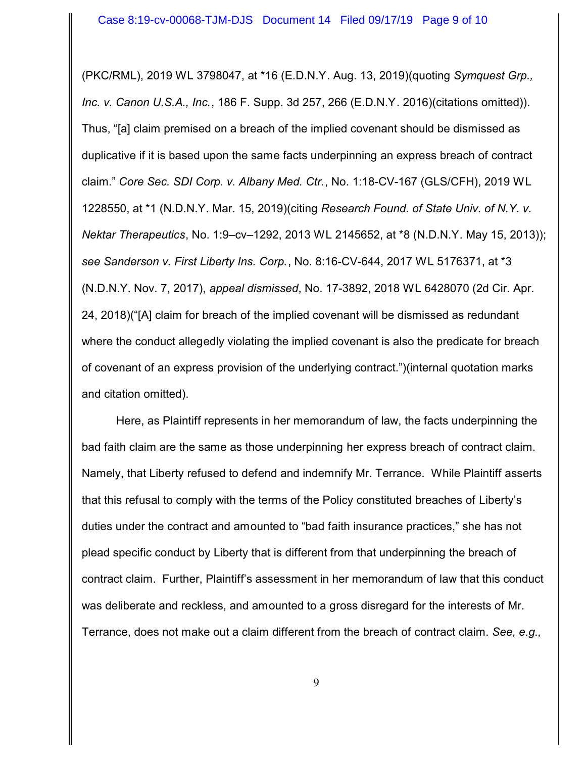(PKC/RML), 2019 WL 3798047, at *16 (E.D.N.Y. Aug. 13, 2019)(quoting *Symquest Grp., Inc. v. Canon U.S.A., Inc.*, 186 F. Supp. 3d 257, 266 (E.D.N.Y. 2016)(citations omitted)). Thus, "[a] claim premised on a breach of the implied covenant should be dismissed as duplicative if it is based upon the same facts underpinning an express breach of contract claim." *Core Sec. SDI Corp. v. Albany Med. Ctr.*, No. 1:18-CV-167 (GLS/CFH), 2019 WL 1228550, at *1 (N.D.N.Y. Mar. 15, 2019)(citing *Research Found. of State Univ. of N.Y. v. Nektar Therapeutics*, No. 1:9–cv–1292, 2013 WL 2145652, at *8 (N.D.N.Y. May 15, 2013)); *see Sanderson v. First Liberty Ins. Corp.*, No. 8:16-CV-644, 2017 WL 5176371, at *3 (N.D.N.Y. Nov. 7, 2017), *appeal dismissed*, No. 17-3892, 2018 WL 6428070 (2d Cir. Apr. 24, 2018)("[A] claim for breach of the implied covenant will be dismissed as redundant where the conduct allegedly violating the implied covenant is also the predicate for breach of covenant of an express provision of the underlying contract.")(internal quotation marks and citation omitted).

Here, as Plaintiff represents in her memorandum of law, the facts underpinning the bad faith claim are the same as those underpinning her express breach of contract claim. Namely, that Liberty refused to defend and indemnify Mr. Terrance. While Plaintiff asserts that this refusal to comply with the terms of the Policy constituted breaches of Liberty's duties under the contract and amounted to "bad faith insurance practices," she has not plead specific conduct by Liberty that is different from that underpinning the breach of contract claim. Further, Plaintiff's assessment in her memorandum of law that this conduct was deliberate and reckless, and amounted to a gross disregard for the interests of Mr. Terrance, does not make out a claim different from the breach of contract claim. *See, e.g.,*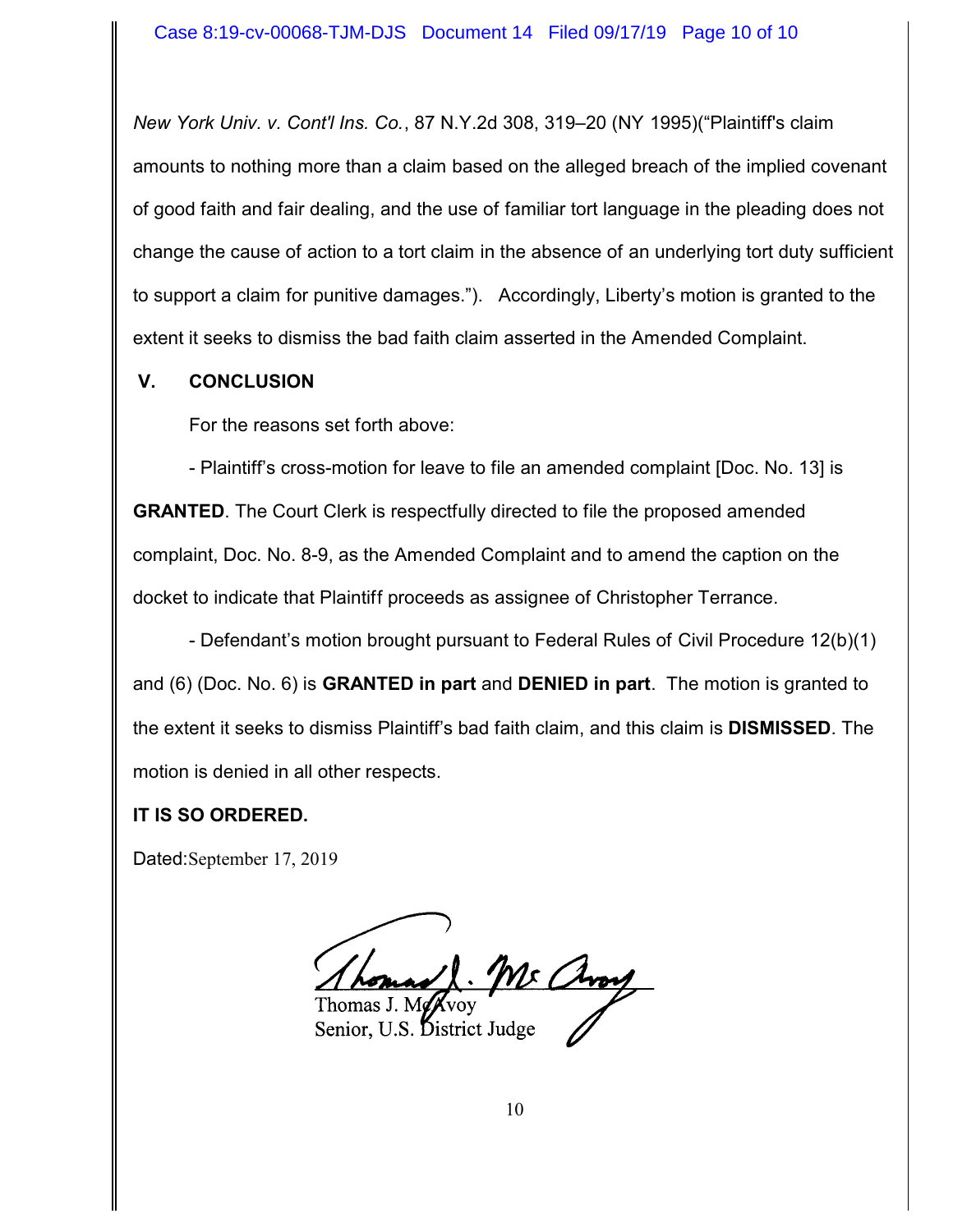*New York Univ. v. Cont'l Ins. Co.*, 87 N.Y.2d 308, 319–20 (NY 1995)("Plaintiff's claim amounts to nothing more than a claim based on the alleged breach of the implied covenant of good faith and fair dealing, and the use of familiar tort language in the pleading does not change the cause of action to a tort claim in the absence of an underlying tort duty sufficient to support a claim for punitive damages."). Accordingly, Liberty's motion is granted to the extent it seeks to dismiss the bad faith claim asserted in the Amended Complaint.

## V. CONCLUSION

For the reasons set forth above:

- Plaintiff's cross-motion for leave to file an amended complaint [Doc. No. 13] is **GRANTED**. The Court Clerk is respectfully directed to file the proposed amended complaint, Doc. No. 8-9, as the Amended Complaint and to amend the caption on the docket to indicate that Plaintiff proceeds as assignee of Christopher Terrance.

- Defendant's motion brought pursuant to Federal Rules of Civil Procedure 12(b)(1) and (6) (Doc. No. 6) is **GRANTED in part** and **DENIED in part**. The motion is granted to the extent it seeks to dismiss Plaintiff's bad faith claim, and this claim is **DISMISSED**. The motion is denied in all other respects.

**IT IS SO ORDERED.**

Dated: September 17, 2019

Thomas J. McAvoy
Senior, U.S. District Judge